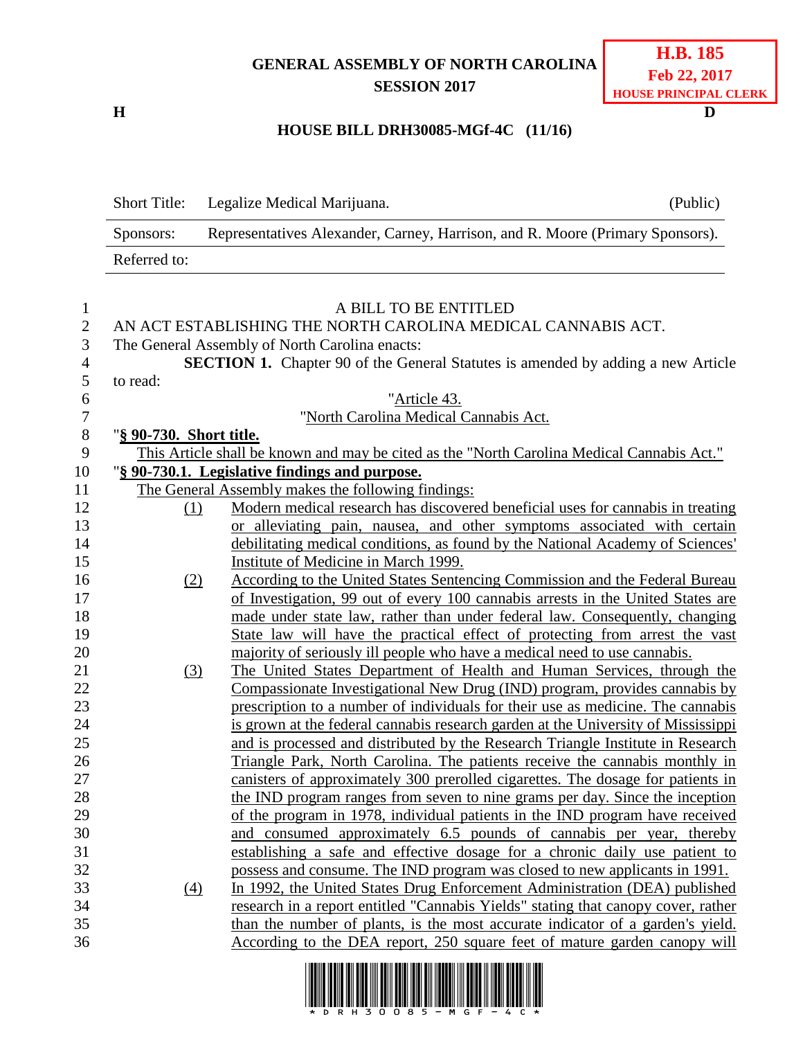GENERAL ASSEMBLY OF NORTH CAROLINA
SESSION 2017

**H.B. 185**
**Feb 22, 2017**
**HOUSE PRINCIPAL CLERK**

H D

**HOUSE BILL DRH30085-MGf-4C (11/16)**

| | | |
|---|---|---|
| Short Title: | Legalize Medical Marijuana. | (Public) |
| Sponsors: | Representatives Alexander, Carney, Harrison, and R. Moore (Primary Sponsors). | |
| Referred to: | | |

A BILL TO BE ENTITLED

AN ACT ESTABLISHING THE NORTH CAROLINA MEDICAL CANNABIS ACT.

The General Assembly of North Carolina enacts:

**SECTION 1.** Chapter 90 of the General Statutes is amended by adding a new Article to read:

"Article 43.

"North Carolina Medical Cannabis Act.

"**§ 90-730. Short title.**

This Article shall be known and may be cited as the "North Carolina Medical Cannabis Act."

"**§ 90-730.1. Legislative findings and purpose.**

The General Assembly makes the following findings:

(1) Modern medical research has discovered beneficial uses for cannabis in treating or alleviating pain, nausea, and other symptoms associated with certain debilitating medical conditions, as found by the National Academy of Sciences' Institute of Medicine in March 1999.

(2) According to the United States Sentencing Commission and the Federal Bureau of Investigation, 99 out of every 100 cannabis arrests in the United States are made under state law, rather than under federal law. Consequently, changing State law will have the practical effect of protecting from arrest the vast majority of seriously ill people who have a medical need to use cannabis.

(3) The United States Department of Health and Human Services, through the Compassionate Investigational New Drug (IND) program, provides cannabis by prescription to a number of individuals for their use as medicine. The cannabis is grown at the federal cannabis research garden at the University of Mississippi and is processed and distributed by the Research Triangle Institute in Research Triangle Park, North Carolina. The patients receive the cannabis monthly in canisters of approximately 300 prerolled cigarettes. The dosage for patients in the IND program ranges from seven to nine grams per day. Since the inception of the program in 1978, individual patients in the IND program have received and consumed approximately 6.5 pounds of cannabis per year, thereby establishing a safe and effective dosage for a chronic daily use patient to possess and consume. The IND program was closed to new applicants in 1991.

(4) In 1992, the United States Drug Enforcement Administration (DEA) published research in a report entitled "Cannabis Yields" stating that canopy cover, rather than the number of plants, is the most accurate indicator of a garden's yield. According to the DEA report, 250 square feet of mature garden canopy will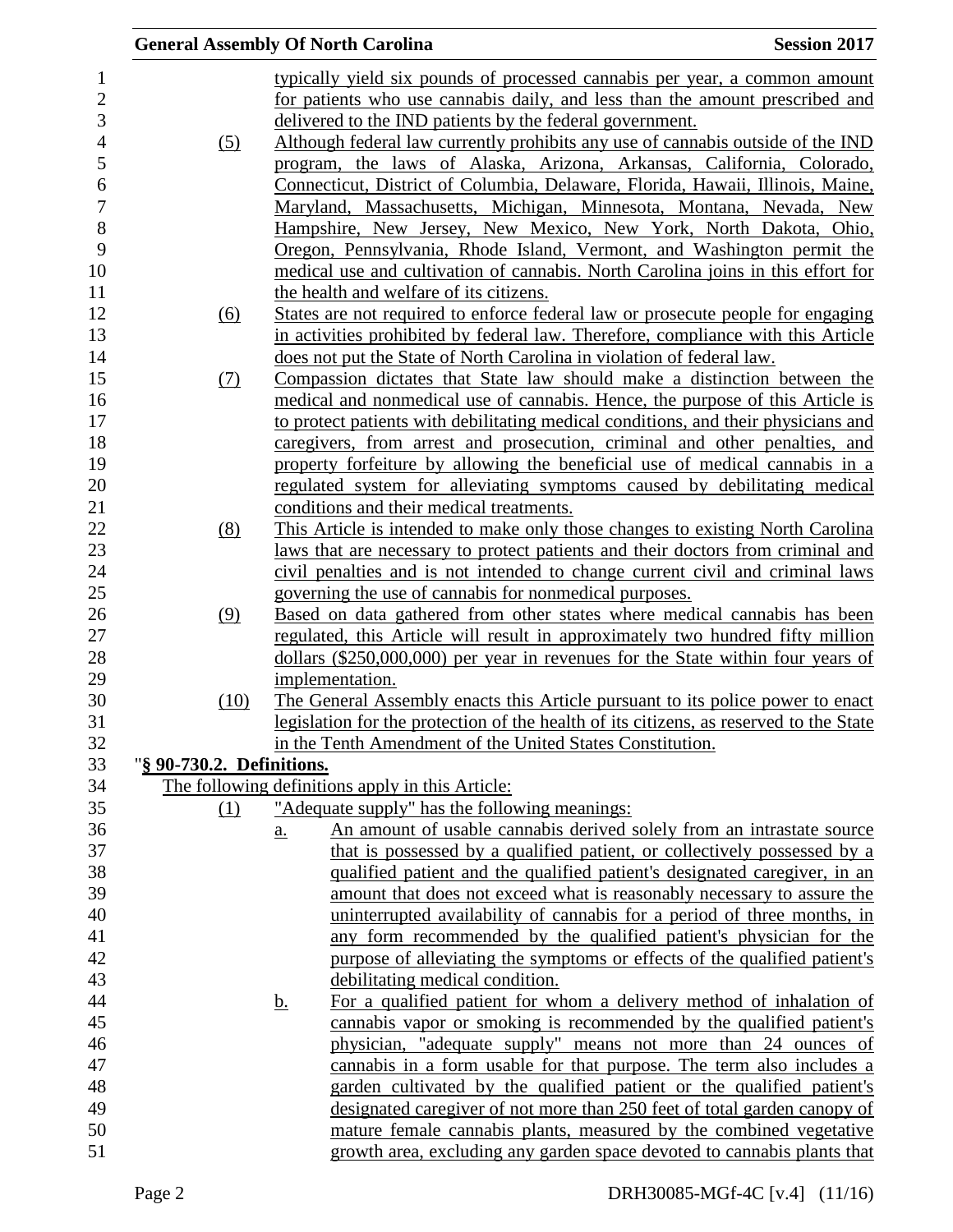typically yield six pounds of processed cannabis per year, a common amount for patients who use cannabis daily, and less than the amount prescribed and delivered to the IND patients by the federal government.

(5) Although federal law currently prohibits any use of cannabis outside of the IND program, the laws of Alaska, Arizona, Arkansas, California, Colorado, Connecticut, District of Columbia, Delaware, Florida, Hawaii, Illinois, Maine, Maryland, Massachusetts, Michigan, Minnesota, Montana, Nevada, New Hampshire, New Jersey, New Mexico, New York, North Dakota, Ohio, Oregon, Pennsylvania, Rhode Island, Vermont, and Washington permit the medical use and cultivation of cannabis. North Carolina joins in this effort for the health and welfare of its citizens.

(6) States are not required to enforce federal law or prosecute people for engaging in activities prohibited by federal law. Therefore, compliance with this Article does not put the State of North Carolina in violation of federal law.

(7) Compassion dictates that State law should make a distinction between the medical and nonmedical use of cannabis. Hence, the purpose of this Article is to protect patients with debilitating medical conditions, and their physicians and caregivers, from arrest and prosecution, criminal and other penalties, and property forfeiture by allowing the beneficial use of medical cannabis in a regulated system for alleviating symptoms caused by debilitating medical conditions and their medical treatments.

(8) This Article is intended to make only those changes to existing North Carolina laws that are necessary to protect patients and their doctors from criminal and civil penalties and is not intended to change current civil and criminal laws governing the use of cannabis for nonmedical purposes.

(9) Based on data gathered from other states where medical cannabis has been regulated, this Article will result in approximately two hundred fifty million dollars ($250,000,000) per year in revenues for the State within four years of implementation.

(10) The General Assembly enacts this Article pursuant to its police power to enact legislation for the protection of the health of its citizens, as reserved to the State in the Tenth Amendment of the United States Constitution.

"**§ 90-730.2. Definitions.**

The following definitions apply in this Article:

(1) "Adequate supply" has the following meanings:

a. An amount of usable cannabis derived solely from an intrastate source that is possessed by a qualified patient, or collectively possessed by a qualified patient and the qualified patient's designated caregiver, in an amount that does not exceed what is reasonably necessary to assure the uninterrupted availability of cannabis for a period of three months, in any form recommended by the qualified patient's physician for the purpose of alleviating the symptoms or effects of the qualified patient's debilitating medical condition.

b. For a qualified patient for whom a delivery method of inhalation of cannabis vapor or smoking is recommended by the qualified patient's physician, "adequate supply" means not more than 24 ounces of cannabis in a form usable for that purpose. The term also includes a garden cultivated by the qualified patient or the qualified patient's designated caregiver of not more than 250 feet of total garden canopy of mature female cannabis plants, measured by the combined vegetative growth area, excluding any garden space devoted to cannabis plants that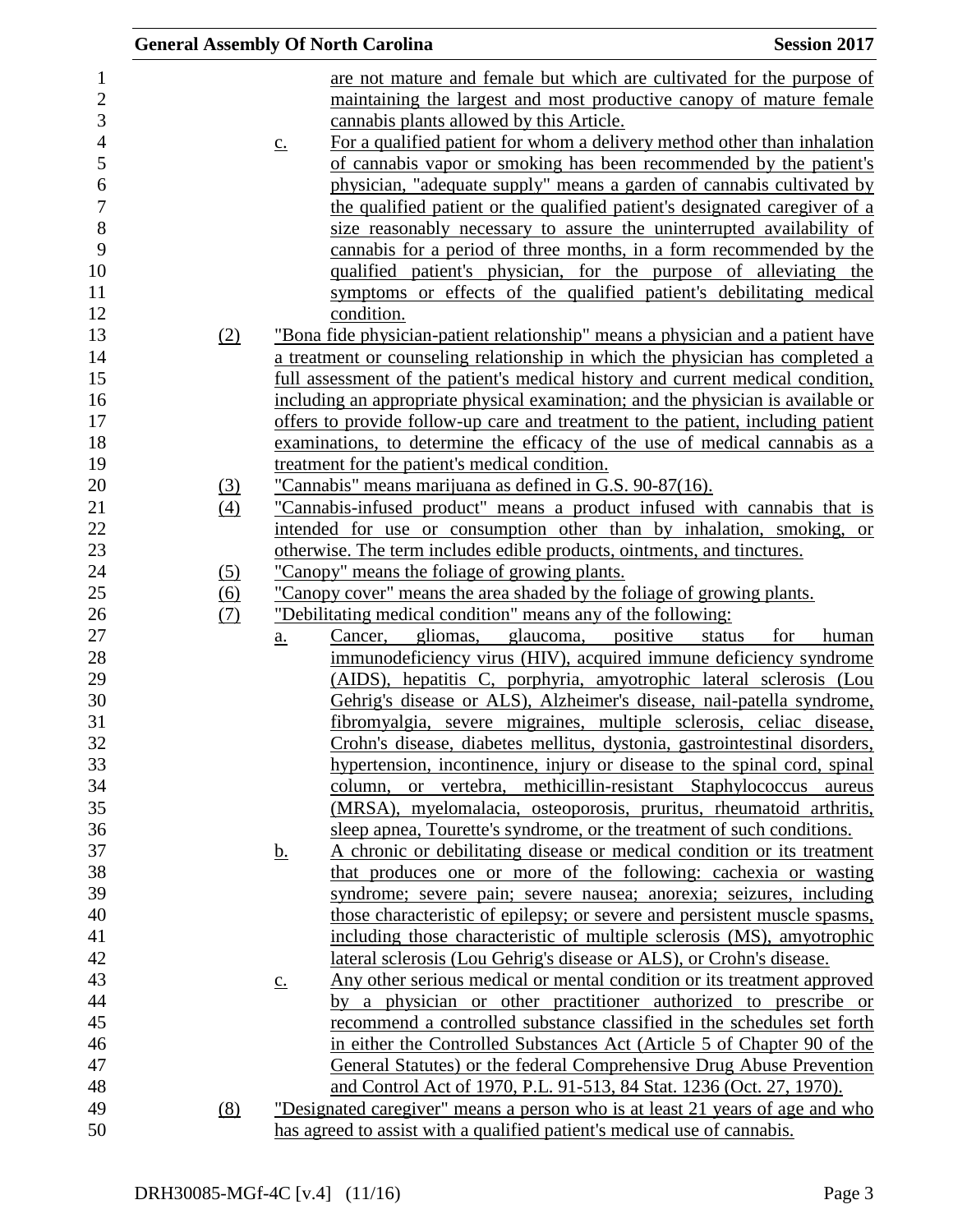are not mature and female but which are cultivated for the purpose of maintaining the largest and most productive canopy of mature female cannabis plants allowed by this Article.

c. For a qualified patient for whom a delivery method other than inhalation of cannabis vapor or smoking has been recommended by the patient's physician, "adequate supply" means a garden of cannabis cultivated by the qualified patient or the qualified patient's designated caregiver of a size reasonably necessary to assure the uninterrupted availability of cannabis for a period of three months, in a form recommended by the qualified patient's physician, for the purpose of alleviating the symptoms or effects of the qualified patient's debilitating medical condition.

(2) "Bona fide physician-patient relationship" means a physician and a patient have a treatment or counseling relationship in which the physician has completed a full assessment of the patient's medical history and current medical condition, including an appropriate physical examination; and the physician is available or offers to provide follow-up care and treatment to the patient, including patient examinations, to determine the efficacy of the use of medical cannabis as a treatment for the patient's medical condition.

(3) "Cannabis" means marijuana as defined in G.S. 90-87(16).

(4) "Cannabis-infused product" means a product infused with cannabis that is intended for use or consumption other than by inhalation, smoking, or otherwise. The term includes edible products, ointments, and tinctures.

(5) "Canopy" means the foliage of growing plants.

(6) "Canopy cover" means the area shaded by the foliage of growing plants.

(7) "Debilitating medical condition" means any of the following:

a. Cancer, gliomas, glaucoma, positive status for human immunodeficiency virus (HIV), acquired immune deficiency syndrome (AIDS), hepatitis C, porphyria, amyotrophic lateral sclerosis (Lou Gehrig's disease or ALS), Alzheimer's disease, nail-patella syndrome, fibromyalgia, severe migraines, multiple sclerosis, celiac disease, Crohn's disease, diabetes mellitus, dystonia, gastrointestinal disorders, hypertension, incontinence, injury or disease to the spinal cord, spinal column, or vertebra, methicillin-resistant Staphylococcus aureus (MRSA), myelomalacia, osteoporosis, pruritus, rheumatoid arthritis, sleep apnea, Tourette's syndrome, or the treatment of such conditions.

b. A chronic or debilitating disease or medical condition or its treatment that produces one or more of the following: cachexia or wasting syndrome; severe pain; severe nausea; anorexia; seizures, including those characteristic of epilepsy; or severe and persistent muscle spasms, including those characteristic of multiple sclerosis (MS), amyotrophic lateral sclerosis (Lou Gehrig's disease or ALS), or Crohn's disease.

c. Any other serious medical or mental condition or its treatment approved by a physician or other practitioner authorized to prescribe or recommend a controlled substance classified in the schedules set forth in either the Controlled Substances Act (Article 5 of Chapter 90 of the General Statutes) or the federal Comprehensive Drug Abuse Prevention and Control Act of 1970, P.L. 91-513, 84 Stat. 1236 (Oct. 27, 1970).

(8) "Designated caregiver" means a person who is at least 21 years of age and who has agreed to assist with a qualified patient's medical use of cannabis.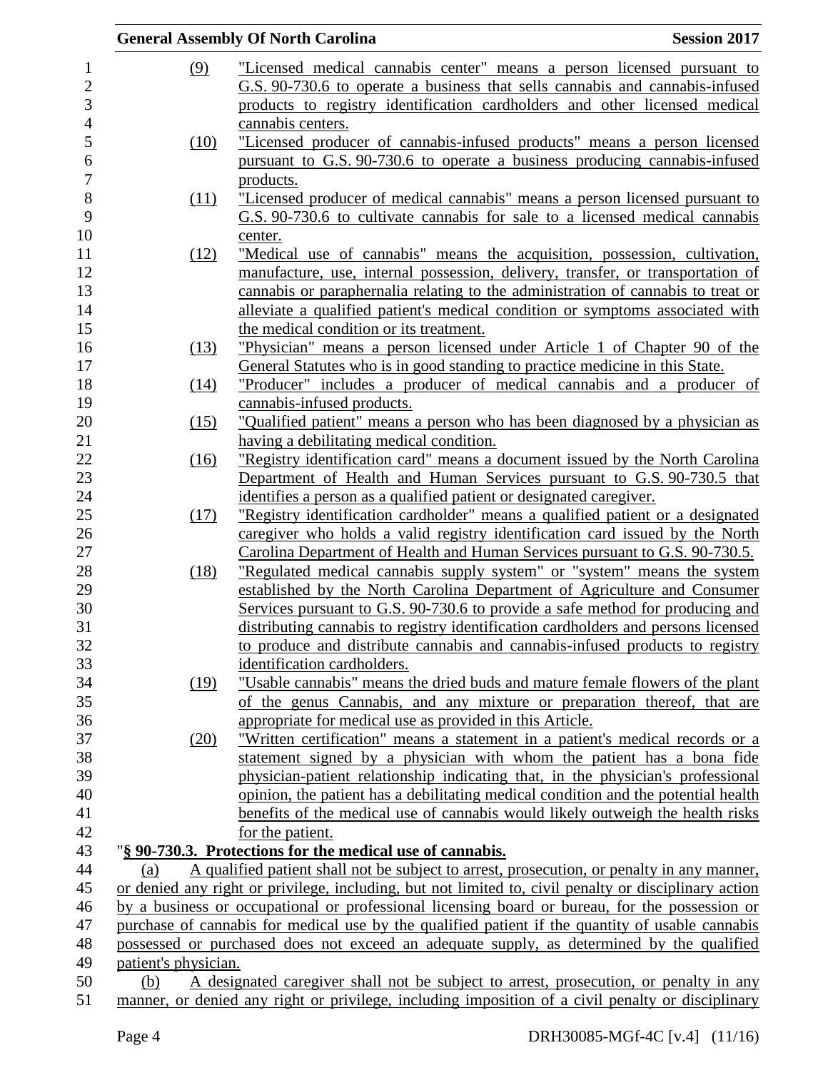(9) "Licensed medical cannabis center" means a person licensed pursuant to G.S. 90-730.6 to operate a business that sells cannabis and cannabis-infused products to registry identification cardholders and other licensed medical cannabis centers.

(10) "Licensed producer of cannabis-infused products" means a person licensed pursuant to G.S. 90-730.6 to operate a business producing cannabis-infused products.

(11) "Licensed producer of medical cannabis" means a person licensed pursuant to G.S. 90-730.6 to cultivate cannabis for sale to a licensed medical cannabis center.

(12) "Medical use of cannabis" means the acquisition, possession, cultivation, manufacture, use, internal possession, delivery, transfer, or transportation of cannabis or paraphernalia relating to the administration of cannabis to treat or alleviate a qualified patient's medical condition or symptoms associated with the medical condition or its treatment.

(13) "Physician" means a person licensed under Article 1 of Chapter 90 of the General Statutes who is in good standing to practice medicine in this State.

(14) "Producer" includes a producer of medical cannabis and a producer of cannabis-infused products.

(15) "Qualified patient" means a person who has been diagnosed by a physician as having a debilitating medical condition.

(16) "Registry identification card" means a document issued by the North Carolina Department of Health and Human Services pursuant to G.S. 90-730.5 that identifies a person as a qualified patient or designated caregiver.

(17) "Registry identification cardholder" means a qualified patient or a designated caregiver who holds a valid registry identification card issued by the North Carolina Department of Health and Human Services pursuant to G.S. 90-730.5.

(18) "Regulated medical cannabis supply system" or "system" means the system established by the North Carolina Department of Agriculture and Consumer Services pursuant to G.S. 90-730.6 to provide a safe method for producing and distributing cannabis to registry identification cardholders and persons licensed to produce and distribute cannabis and cannabis-infused products to registry identification cardholders.

(19) "Usable cannabis" means the dried buds and mature female flowers of the plant of the genus Cannabis, and any mixture or preparation thereof, that are appropriate for medical use as provided in this Article.

(20) "Written certification" means a statement in a patient's medical records or a statement signed by a physician with whom the patient has a bona fide physician-patient relationship indicating that, in the physician's professional opinion, the patient has a debilitating medical condition and the potential health benefits of the medical use of cannabis would likely outweigh the health risks for the patient.

"**§ 90-730.3. Protections for the medical use of cannabis.**

(a) A qualified patient shall not be subject to arrest, prosecution, or penalty in any manner, or denied any right or privilege, including, but not limited to, civil penalty or disciplinary action by a business or occupational or professional licensing board or bureau, for the possession or purchase of cannabis for medical use by the qualified patient if the quantity of usable cannabis possessed or purchased does not exceed an adequate supply, as determined by the qualified patient's physician.

(b) A designated caregiver shall not be subject to arrest, prosecution, or penalty in any manner, or denied any right or privilege, including imposition of a civil penalty or disciplinary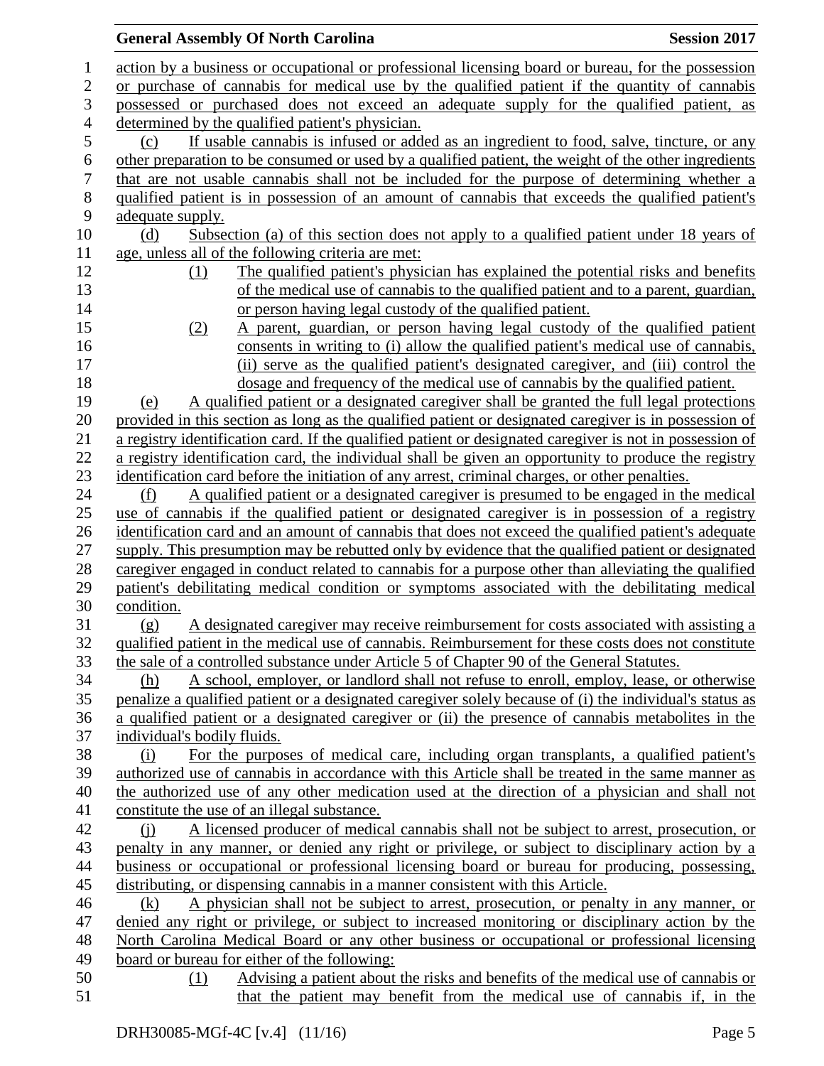action by a business or occupational or professional licensing board or bureau, for the possession or purchase of cannabis for medical use by the qualified patient if the quantity of cannabis possessed or purchased does not exceed an adequate supply for the qualified patient, as determined by the qualified patient's physician.

(c) If usable cannabis is infused or added as an ingredient to food, salve, tincture, or any other preparation to be consumed or used by a qualified patient, the weight of the other ingredients that are not usable cannabis shall not be included for the purpose of determining whether a qualified patient is in possession of an amount of cannabis that exceeds the qualified patient's adequate supply.

(d) Subsection (a) of this section does not apply to a qualified patient under 18 years of age, unless all of the following criteria are met:

(1) The qualified patient's physician has explained the potential risks and benefits of the medical use of cannabis to the qualified patient and to a parent, guardian, or person having legal custody of the qualified patient.

(2) A parent, guardian, or person having legal custody of the qualified patient consents in writing to (i) allow the qualified patient's medical use of cannabis, (ii) serve as the qualified patient's designated caregiver, and (iii) control the dosage and frequency of the medical use of cannabis by the qualified patient.

(e) A qualified patient or a designated caregiver shall be granted the full legal protections provided in this section as long as the qualified patient or designated caregiver is in possession of a registry identification card. If the qualified patient or designated caregiver is not in possession of a registry identification card, the individual shall be given an opportunity to produce the registry identification card before the initiation of any arrest, criminal charges, or other penalties.

(f) A qualified patient or a designated caregiver is presumed to be engaged in the medical use of cannabis if the qualified patient or designated caregiver is in possession of a registry identification card and an amount of cannabis that does not exceed the qualified patient's adequate supply. This presumption may be rebutted only by evidence that the qualified patient or designated caregiver engaged in conduct related to cannabis for a purpose other than alleviating the qualified patient's debilitating medical condition or symptoms associated with the debilitating medical condition.

(g) A designated caregiver may receive reimbursement for costs associated with assisting a qualified patient in the medical use of cannabis. Reimbursement for these costs does not constitute the sale of a controlled substance under Article 5 of Chapter 90 of the General Statutes.

(h) A school, employer, or landlord shall not refuse to enroll, employ, lease, or otherwise penalize a qualified patient or a designated caregiver solely because of (i) the individual's status as a qualified patient or a designated caregiver or (ii) the presence of cannabis metabolites in the individual's bodily fluids.

(i) For the purposes of medical care, including organ transplants, a qualified patient's authorized use of cannabis in accordance with this Article shall be treated in the same manner as the authorized use of any other medication used at the direction of a physician and shall not constitute the use of an illegal substance.

(j) A licensed producer of medical cannabis shall not be subject to arrest, prosecution, or penalty in any manner, or denied any right or privilege, or subject to disciplinary action by a business or occupational or professional licensing board or bureau for producing, possessing, distributing, or dispensing cannabis in a manner consistent with this Article.

(k) A physician shall not be subject to arrest, prosecution, or penalty in any manner, or denied any right or privilege, or subject to increased monitoring or disciplinary action by the North Carolina Medical Board or any other business or occupational or professional licensing board or bureau for either of the following:

(1) Advising a patient about the risks and benefits of the medical use of cannabis or that the patient may benefit from the medical use of cannabis if, in the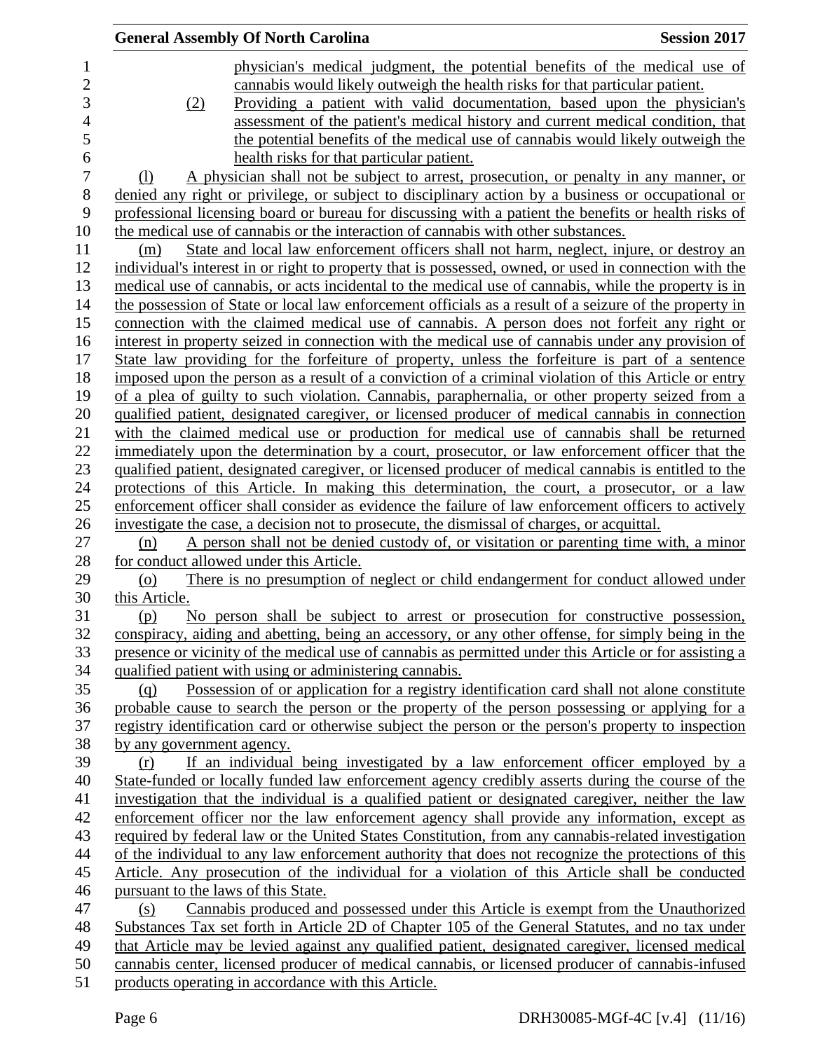physician's medical judgment, the potential benefits of the medical use of cannabis would likely outweigh the health risks for that particular patient.

(2) Providing a patient with valid documentation, based upon the physician's assessment of the patient's medical history and current medical condition, that the potential benefits of the medical use of cannabis would likely outweigh the health risks for that particular patient.

(l) A physician shall not be subject to arrest, prosecution, or penalty in any manner, or denied any right or privilege, or subject to disciplinary action by a business or occupational or professional licensing board or bureau for discussing with a patient the benefits or health risks of the medical use of cannabis or the interaction of cannabis with other substances.

(m) State and local law enforcement officers shall not harm, neglect, injure, or destroy an individual's interest in or right to property that is possessed, owned, or used in connection with the medical use of cannabis, or acts incidental to the medical use of cannabis, while the property is in the possession of State or local law enforcement officials as a result of a seizure of the property in connection with the claimed medical use of cannabis. A person does not forfeit any right or interest in property seized in connection with the medical use of cannabis under any provision of State law providing for the forfeiture of property, unless the forfeiture is part of a sentence imposed upon the person as a result of a conviction of a criminal violation of this Article or entry of a plea of guilty to such violation. Cannabis, paraphernalia, or other property seized from a qualified patient, designated caregiver, or licensed producer of medical cannabis in connection with the claimed medical use or production for medical use of cannabis shall be returned immediately upon the determination by a court, prosecutor, or law enforcement officer that the qualified patient, designated caregiver, or licensed producer of medical cannabis is entitled to the protections of this Article. In making this determination, the court, a prosecutor, or a law enforcement officer shall consider as evidence the failure of law enforcement officers to actively investigate the case, a decision not to prosecute, the dismissal of charges, or acquittal.

(n) A person shall not be denied custody of, or visitation or parenting time with, a minor for conduct allowed under this Article.

(o) There is no presumption of neglect or child endangerment for conduct allowed under this Article.

(p) No person shall be subject to arrest or prosecution for constructive possession, conspiracy, aiding and abetting, being an accessory, or any other offense, for simply being in the presence or vicinity of the medical use of cannabis as permitted under this Article or for assisting a qualified patient with using or administering cannabis.

(q) Possession of or application for a registry identification card shall not alone constitute probable cause to search the person or the property of the person possessing or applying for a registry identification card or otherwise subject the person or the person's property to inspection by any government agency.

(r) If an individual being investigated by a law enforcement officer employed by a State-funded or locally funded law enforcement agency credibly asserts during the course of the investigation that the individual is a qualified patient or designated caregiver, neither the law enforcement officer nor the law enforcement agency shall provide any information, except as required by federal law or the United States Constitution, from any cannabis-related investigation of the individual to any law enforcement authority that does not recognize the protections of this Article. Any prosecution of the individual for a violation of this Article shall be conducted pursuant to the laws of this State.

(s) Cannabis produced and possessed under this Article is exempt from the Unauthorized Substances Tax set forth in Article 2D of Chapter 105 of the General Statutes, and no tax under that Article may be levied against any qualified patient, designated caregiver, licensed medical cannabis center, licensed producer of medical cannabis, or licensed producer of cannabis-infused products operating in accordance with this Article.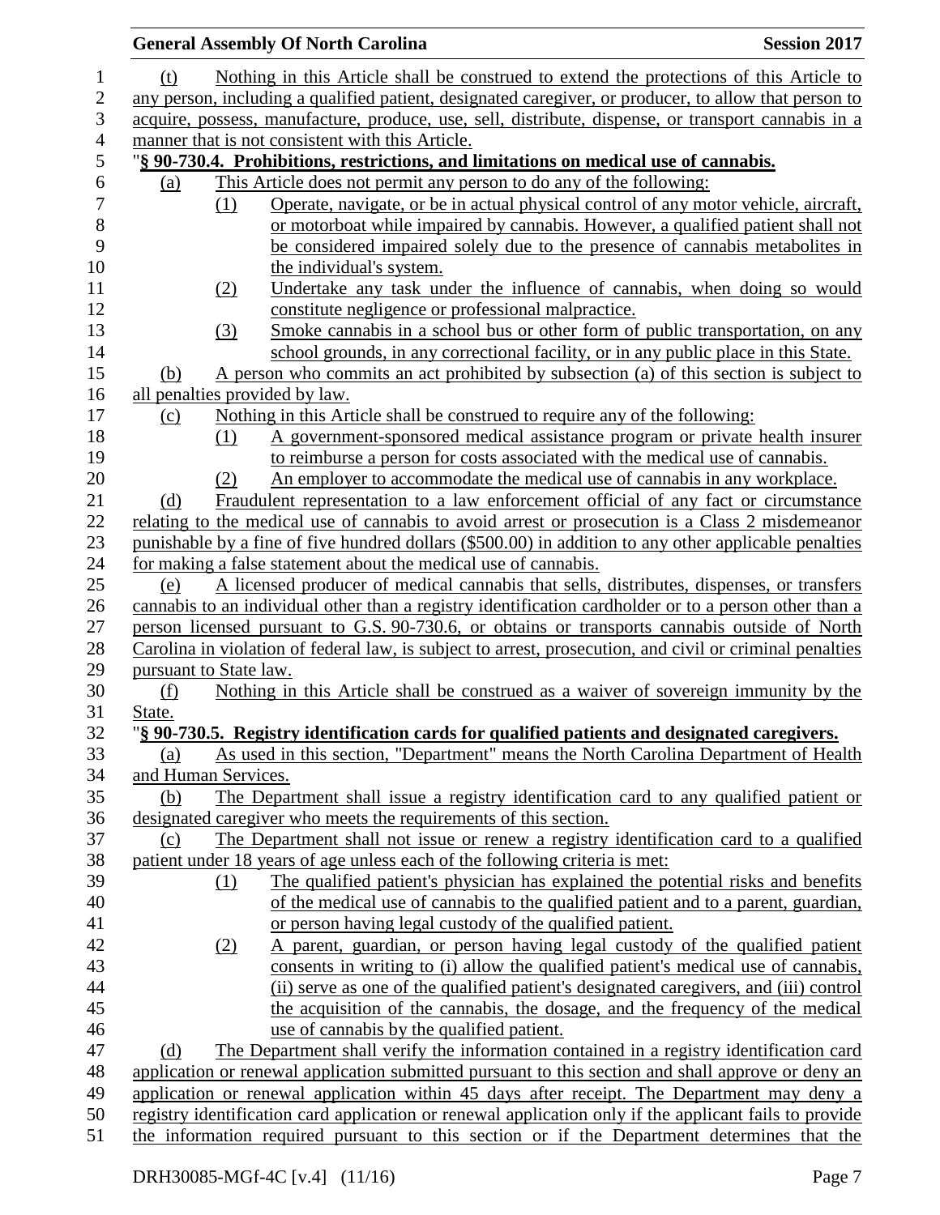(t) Nothing in this Article shall be construed to extend the protections of this Article to any person, including a qualified patient, designated caregiver, or producer, to allow that person to acquire, possess, manufacture, produce, use, sell, distribute, dispense, or transport cannabis in a manner that is not consistent with this Article.

"**§ 90-730.4. Prohibitions, restrictions, and limitations on medical use of cannabis.**

(a) This Article does not permit any person to do any of the following:

(1) Operate, navigate, or be in actual physical control of any motor vehicle, aircraft, or motorboat while impaired by cannabis. However, a qualified patient shall not be considered impaired solely due to the presence of cannabis metabolites in the individual's system.

(2) Undertake any task under the influence of cannabis, when doing so would constitute negligence or professional malpractice.

(3) Smoke cannabis in a school bus or other form of public transportation, on any school grounds, in any correctional facility, or in any public place in this State.

(b) A person who commits an act prohibited by subsection (a) of this section is subject to all penalties provided by law.

(c) Nothing in this Article shall be construed to require any of the following:

(1) A government-sponsored medical assistance program or private health insurer to reimburse a person for costs associated with the medical use of cannabis.

(2) An employer to accommodate the medical use of cannabis in any workplace.

(d) Fraudulent representation to a law enforcement official of any fact or circumstance relating to the medical use of cannabis to avoid arrest or prosecution is a Class 2 misdemeanor punishable by a fine of five hundred dollars ($500.00) in addition to any other applicable penalties for making a false statement about the medical use of cannabis.

(e) A licensed producer of medical cannabis that sells, distributes, dispenses, or transfers cannabis to an individual other than a registry identification cardholder or to a person other than a person licensed pursuant to G.S. 90-730.6, or obtains or transports cannabis outside of North Carolina in violation of federal law, is subject to arrest, prosecution, and civil or criminal penalties pursuant to State law.

(f) Nothing in this Article shall be construed as a waiver of sovereign immunity by the State.

"**§ 90-730.5. Registry identification cards for qualified patients and designated caregivers.**

(a) As used in this section, "Department" means the North Carolina Department of Health and Human Services.

(b) The Department shall issue a registry identification card to any qualified patient or designated caregiver who meets the requirements of this section.

(c) The Department shall not issue or renew a registry identification card to a qualified patient under 18 years of age unless each of the following criteria is met:

(1) The qualified patient's physician has explained the potential risks and benefits of the medical use of cannabis to the qualified patient and to a parent, guardian, or person having legal custody of the qualified patient.

(2) A parent, guardian, or person having legal custody of the qualified patient consents in writing to (i) allow the qualified patient's medical use of cannabis, (ii) serve as one of the qualified patient's designated caregivers, and (iii) control the acquisition of the cannabis, the dosage, and the frequency of the medical use of cannabis by the qualified patient.

(d) The Department shall verify the information contained in a registry identification card application or renewal application submitted pursuant to this section and shall approve or deny an application or renewal application within 45 days after receipt. The Department may deny a registry identification card application or renewal application only if the applicant fails to provide the information required pursuant to this section or if the Department determines that the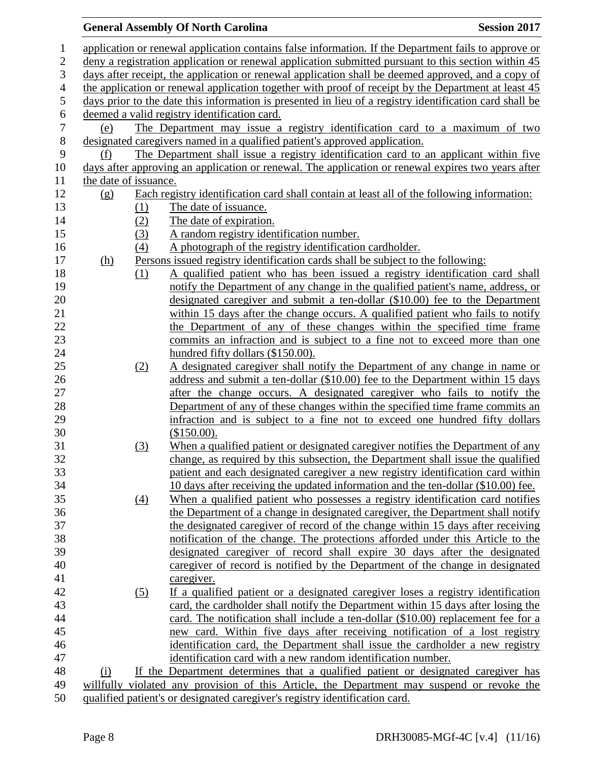application or renewal application contains false information. If the Department fails to approve or deny a registration application or renewal application submitted pursuant to this section within 45 days after receipt, the application or renewal application shall be deemed approved, and a copy of the application or renewal application together with proof of receipt by the Department at least 45 days prior to the date this information is presented in lieu of a registry identification card shall be deemed a valid registry identification card.

(e) The Department may issue a registry identification card to a maximum of two designated caregivers named in a qualified patient's approved application.

(f) The Department shall issue a registry identification card to an applicant within five days after approving an application or renewal. The application or renewal expires two years after the date of issuance.

(g) Each registry identification card shall contain at least all of the following information:

(1) The date of issuance.
(2) The date of expiration.
(3) A random registry identification number.
(4) A photograph of the registry identification cardholder.

(h) Persons issued registry identification cards shall be subject to the following:

(1) A qualified patient who has been issued a registry identification card shall notify the Department of any change in the qualified patient's name, address, or designated caregiver and submit a ten-dollar ($10.00) fee to the Department within 15 days after the change occurs. A qualified patient who fails to notify the Department of any of these changes within the specified time frame commits an infraction and is subject to a fine not to exceed more than one hundred fifty dollars ($150.00).

(2) A designated caregiver shall notify the Department of any change in name or address and submit a ten-dollar ($10.00) fee to the Department within 15 days after the change occurs. A designated caregiver who fails to notify the Department of any of these changes within the specified time frame commits an infraction and is subject to a fine not to exceed one hundred fifty dollars ($150.00).

(3) When a qualified patient or designated caregiver notifies the Department of any change, as required by this subsection, the Department shall issue the qualified patient and each designated caregiver a new registry identification card within 10 days after receiving the updated information and the ten-dollar ($10.00) fee.

(4) When a qualified patient who possesses a registry identification card notifies the Department of a change in designated caregiver, the Department shall notify the designated caregiver of record of the change within 15 days after receiving notification of the change. The protections afforded under this Article to the designated caregiver of record shall expire 30 days after the designated caregiver of record is notified by the Department of the change in designated caregiver.

(5) If a qualified patient or a designated caregiver loses a registry identification card, the cardholder shall notify the Department within 15 days after losing the card. The notification shall include a ten-dollar ($10.00) replacement fee for a new card. Within five days after receiving notification of a lost registry identification card, the Department shall issue the cardholder a new registry identification card with a new random identification number.

(i) If the Department determines that a qualified patient or designated caregiver has willfully violated any provision of this Article, the Department may suspend or revoke the qualified patient's or designated caregiver's registry identification card.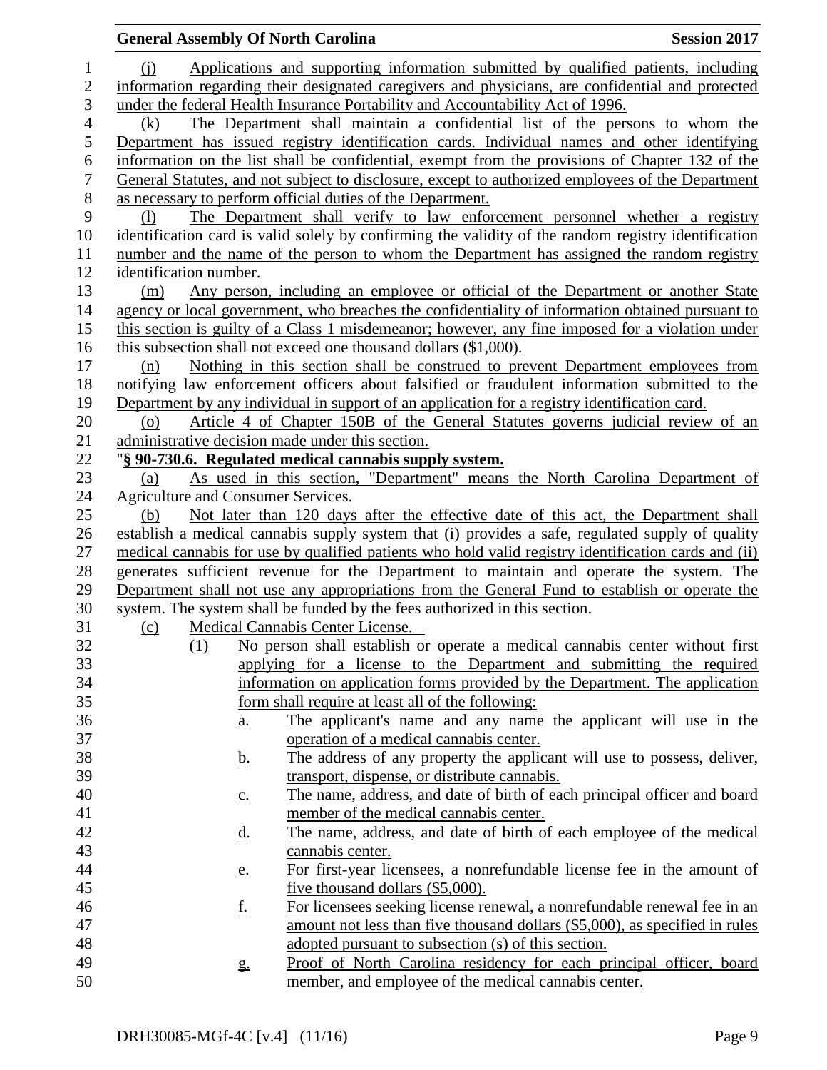(j) Applications and supporting information submitted by qualified patients, including information regarding their designated caregivers and physicians, are confidential and protected under the federal Health Insurance Portability and Accountability Act of 1996.

(k) The Department shall maintain a confidential list of the persons to whom the Department has issued registry identification cards. Individual names and other identifying information on the list shall be confidential, exempt from the provisions of Chapter 132 of the General Statutes, and not subject to disclosure, except to authorized employees of the Department as necessary to perform official duties of the Department.

(l) The Department shall verify to law enforcement personnel whether a registry identification card is valid solely by confirming the validity of the random registry identification number and the name of the person to whom the Department has assigned the random registry identification number.

(m) Any person, including an employee or official of the Department or another State agency or local government, who breaches the confidentiality of information obtained pursuant to this section is guilty of a Class 1 misdemeanor; however, any fine imposed for a violation under this subsection shall not exceed one thousand dollars ($1,000).

(n) Nothing in this section shall be construed to prevent Department employees from notifying law enforcement officers about falsified or fraudulent information submitted to the Department by any individual in support of an application for a registry identification card.

(o) Article 4 of Chapter 150B of the General Statutes governs judicial review of an administrative decision made under this section.

"**§ 90-730.6. Regulated medical cannabis supply system.**

(a) As used in this section, "Department" means the North Carolina Department of Agriculture and Consumer Services.

(b) Not later than 120 days after the effective date of this act, the Department shall establish a medical cannabis supply system that (i) provides a safe, regulated supply of quality medical cannabis for use by qualified patients who hold valid registry identification cards and (ii) generates sufficient revenue for the Department to maintain and operate the system. The Department shall not use any appropriations from the General Fund to establish or operate the system. The system shall be funded by the fees authorized in this section.

(c) Medical Cannabis Center License. –

(1) No person shall establish or operate a medical cannabis center without first applying for a license to the Department and submitting the required information on application forms provided by the Department. The application form shall require at least all of the following:

a. The applicant's name and any name the applicant will use in the operation of a medical cannabis center.

b. The address of any property the applicant will use to possess, deliver, transport, dispense, or distribute cannabis.

c. The name, address, and date of birth of each principal officer and board member of the medical cannabis center.

d. The name, address, and date of birth of each employee of the medical cannabis center.

e. For first-year licensees, a nonrefundable license fee in the amount of five thousand dollars ($5,000).

f. For licensees seeking license renewal, a nonrefundable renewal fee in an amount not less than five thousand dollars ($5,000), as specified in rules adopted pursuant to subsection (s) of this section.

g. Proof of North Carolina residency for each principal officer, board member, and employee of the medical cannabis center.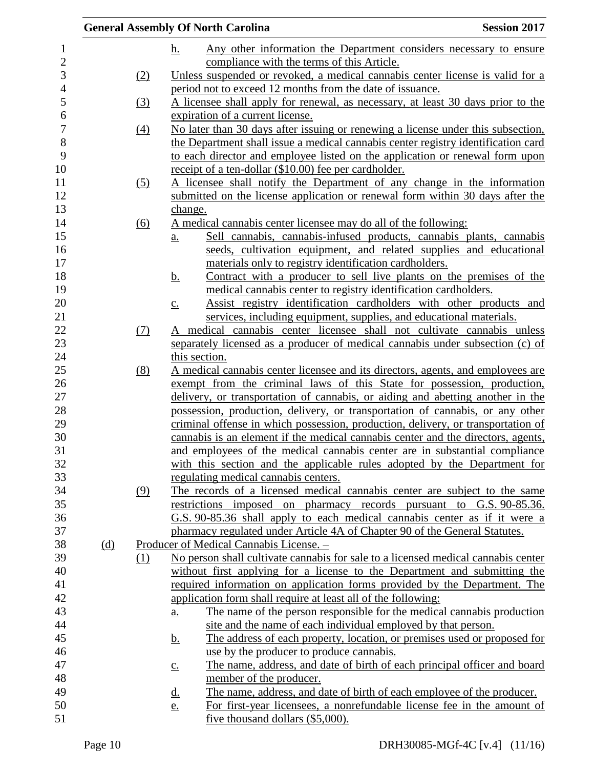h. Any other information the Department considers necessary to ensure compliance with the terms of this Article.

(2) Unless suspended or revoked, a medical cannabis center license is valid for a period not to exceed 12 months from the date of issuance.

(3) A licensee shall apply for renewal, as necessary, at least 30 days prior to the expiration of a current license.

(4) No later than 30 days after issuing or renewing a license under this subsection, the Department shall issue a medical cannabis center registry identification card to each director and employee listed on the application or renewal form upon receipt of a ten-dollar ($10.00) fee per cardholder.

(5) A licensee shall notify the Department of any change in the information submitted on the license application or renewal form within 30 days after the change.

(6) A medical cannabis center licensee may do all of the following:

a. Sell cannabis, cannabis-infused products, cannabis plants, cannabis seeds, cultivation equipment, and related supplies and educational materials only to registry identification cardholders.

b. Contract with a producer to sell live plants on the premises of the medical cannabis center to registry identification cardholders.

c. Assist registry identification cardholders with other products and services, including equipment, supplies, and educational materials.

(7) A medical cannabis center licensee shall not cultivate cannabis unless separately licensed as a producer of medical cannabis under subsection (c) of this section.

(8) A medical cannabis center licensee and its directors, agents, and employees are exempt from the criminal laws of this State for possession, production, delivery, or transportation of cannabis, or aiding and abetting another in the possession, production, delivery, or transportation of cannabis, or any other criminal offense in which possession, production, delivery, or transportation of cannabis is an element if the medical cannabis center and the directors, agents, and employees of the medical cannabis center are in substantial compliance with this section and the applicable rules adopted by the Department for regulating medical cannabis centers.

(9) The records of a licensed medical cannabis center are subject to the same restrictions imposed on pharmacy records pursuant to G.S. 90-85.36. G.S. 90-85.36 shall apply to each medical cannabis center as if it were a pharmacy regulated under Article 4A of Chapter 90 of the General Statutes.

(d) Producer of Medical Cannabis License. –

(1) No person shall cultivate cannabis for sale to a licensed medical cannabis center without first applying for a license to the Department and submitting the required information on application forms provided by the Department. The application form shall require at least all of the following:

a. The name of the person responsible for the medical cannabis production site and the name of each individual employed by that person.

b. The address of each property, location, or premises used or proposed for use by the producer to produce cannabis.

c. The name, address, and date of birth of each principal officer and board member of the producer.

d. The name, address, and date of birth of each employee of the producer.

e. For first-year licensees, a nonrefundable license fee in the amount of five thousand dollars ($5,000).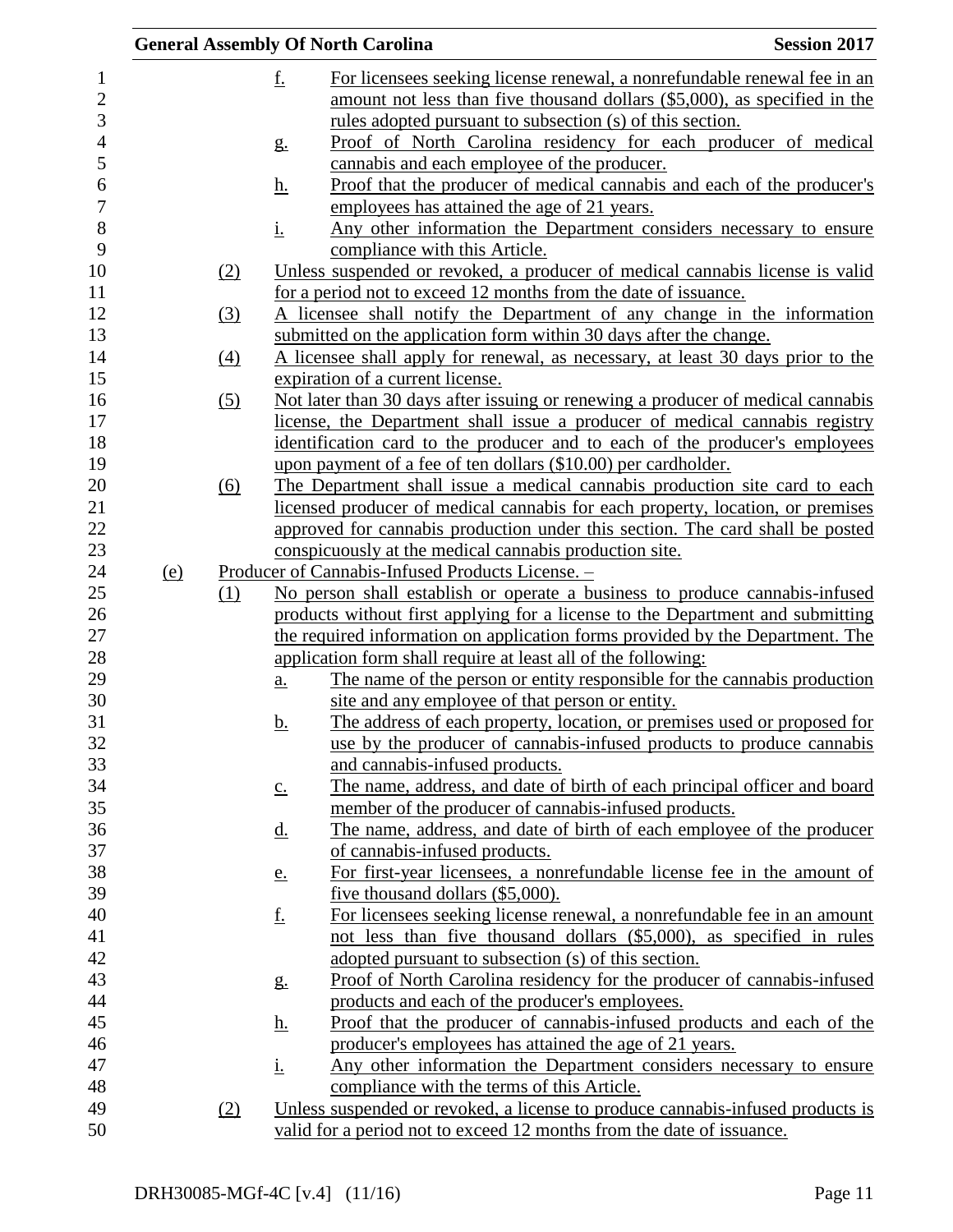f. For licensees seeking license renewal, a nonrefundable renewal fee in an amount not less than five thousand dollars ($5,000), as specified in the rules adopted pursuant to subsection (s) of this section.

g. Proof of North Carolina residency for each producer of medical cannabis and each employee of the producer.

h. Proof that the producer of medical cannabis and each of the producer's employees has attained the age of 21 years.

i. Any other information the Department considers necessary to ensure compliance with this Article.

(2) Unless suspended or revoked, a producer of medical cannabis license is valid for a period not to exceed 12 months from the date of issuance.

(3) A licensee shall notify the Department of any change in the information submitted on the application form within 30 days after the change.

(4) A licensee shall apply for renewal, as necessary, at least 30 days prior to the expiration of a current license.

(5) Not later than 30 days after issuing or renewing a producer of medical cannabis license, the Department shall issue a producer of medical cannabis registry identification card to the producer and to each of the producer's employees upon payment of a fee of ten dollars ($10.00) per cardholder.

(6) The Department shall issue a medical cannabis production site card to each licensed producer of medical cannabis for each property, location, or premises approved for cannabis production under this section. The card shall be posted conspicuously at the medical cannabis production site.

(e) Producer of Cannabis-Infused Products License. –

(1) No person shall establish or operate a business to produce cannabis-infused products without first applying for a license to the Department and submitting the required information on application forms provided by the Department. The application form shall require at least all of the following:

a. The name of the person or entity responsible for the cannabis production site and any employee of that person or entity.

b. The address of each property, location, or premises used or proposed for use by the producer of cannabis-infused products to produce cannabis and cannabis-infused products.

c. The name, address, and date of birth of each principal officer and board member of the producer of cannabis-infused products.

d. The name, address, and date of birth of each employee of the producer of cannabis-infused products.

e. For first-year licensees, a nonrefundable license fee in the amount of five thousand dollars ($5,000).

f. For licensees seeking license renewal, a nonrefundable fee in an amount not less than five thousand dollars ($5,000), as specified in rules adopted pursuant to subsection (s) of this section.

g. Proof of North Carolina residency for the producer of cannabis-infused products and each of the producer's employees.

h. Proof that the producer of cannabis-infused products and each of the producer's employees has attained the age of 21 years.

i. Any other information the Department considers necessary to ensure compliance with the terms of this Article.

(2) Unless suspended or revoked, a license to produce cannabis-infused products is valid for a period not to exceed 12 months from the date of issuance.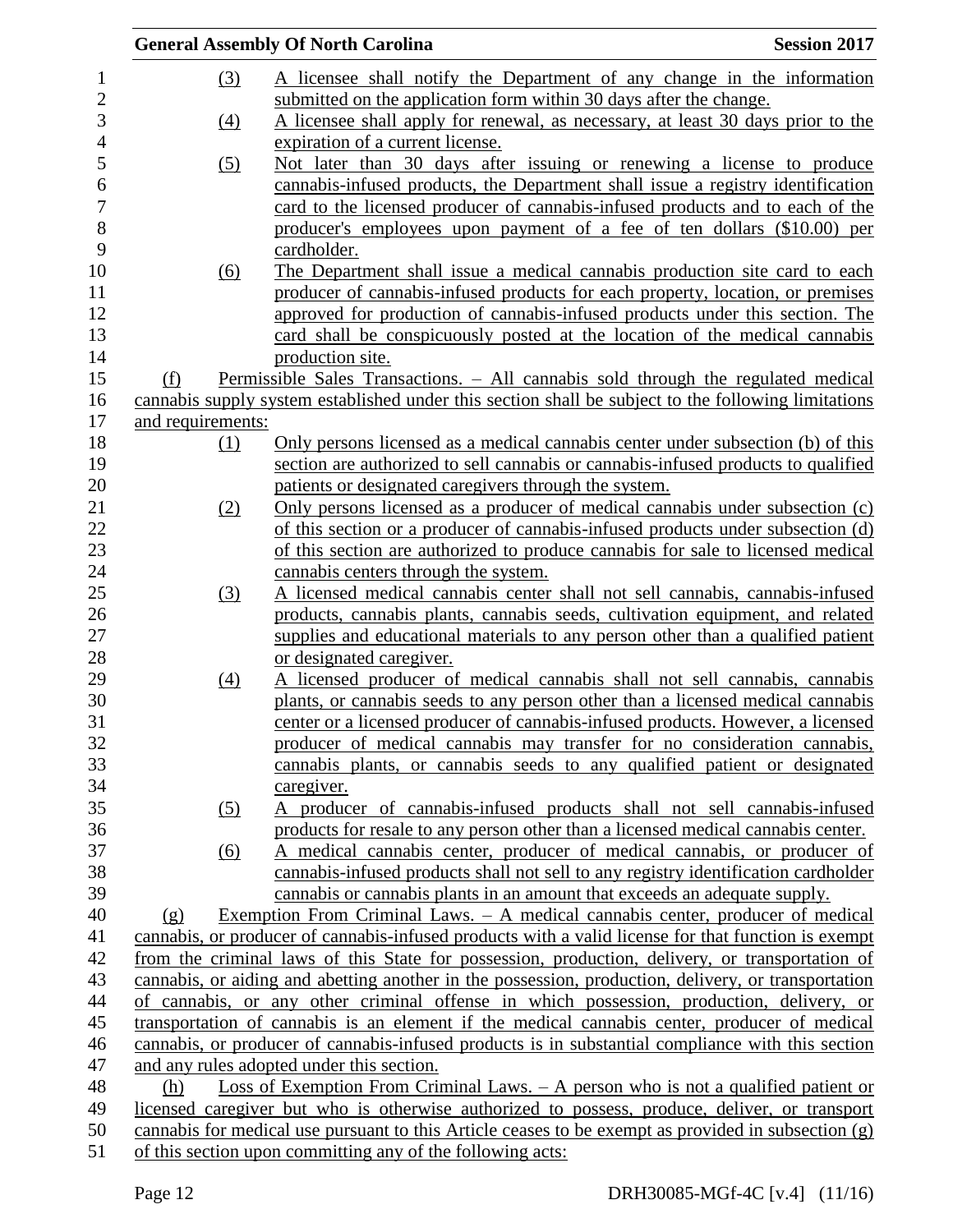(3) A licensee shall notify the Department of any change in the information submitted on the application form within 30 days after the change.

(4) A licensee shall apply for renewal, as necessary, at least 30 days prior to the expiration of a current license.

(5) Not later than 30 days after issuing or renewing a license to produce cannabis-infused products, the Department shall issue a registry identification card to the licensed producer of cannabis-infused products and to each of the producer's employees upon payment of a fee of ten dollars ($10.00) per cardholder.

(6) The Department shall issue a medical cannabis production site card to each producer of cannabis-infused products for each property, location, or premises approved for production of cannabis-infused products under this section. The card shall be conspicuously posted at the location of the medical cannabis production site.

(f) Permissible Sales Transactions. – All cannabis sold through the regulated medical cannabis supply system established under this section shall be subject to the following limitations and requirements:

(1) Only persons licensed as a medical cannabis center under subsection (b) of this section are authorized to sell cannabis or cannabis-infused products to qualified patients or designated caregivers through the system.

(2) Only persons licensed as a producer of medical cannabis under subsection (c) of this section or a producer of cannabis-infused products under subsection (d) of this section are authorized to produce cannabis for sale to licensed medical cannabis centers through the system.

(3) A licensed medical cannabis center shall not sell cannabis, cannabis-infused products, cannabis plants, cannabis seeds, cultivation equipment, and related supplies and educational materials to any person other than a qualified patient or designated caregiver.

(4) A licensed producer of medical cannabis shall not sell cannabis, cannabis plants, or cannabis seeds to any person other than a licensed medical cannabis center or a licensed producer of cannabis-infused products. However, a licensed producer of medical cannabis may transfer for no consideration cannabis, cannabis plants, or cannabis seeds to any qualified patient or designated caregiver.

(5) A producer of cannabis-infused products shall not sell cannabis-infused products for resale to any person other than a licensed medical cannabis center.

(6) A medical cannabis center, producer of medical cannabis, or producer of cannabis-infused products shall not sell to any registry identification cardholder cannabis or cannabis plants in an amount that exceeds an adequate supply.

(g) Exemption From Criminal Laws. – A medical cannabis center, producer of medical cannabis, or producer of cannabis-infused products with a valid license for that function is exempt from the criminal laws of this State for possession, production, delivery, or transportation of cannabis, or aiding and abetting another in the possession, production, delivery, or transportation of cannabis, or any other criminal offense in which possession, production, delivery, or transportation of cannabis is an element if the medical cannabis center, producer of medical cannabis, or producer of cannabis-infused products is in substantial compliance with this section and any rules adopted under this section.

(h) Loss of Exemption From Criminal Laws. – A person who is not a qualified patient or licensed caregiver but who is otherwise authorized to possess, produce, deliver, or transport cannabis for medical use pursuant to this Article ceases to be exempt as provided in subsection (g) of this section upon committing any of the following acts: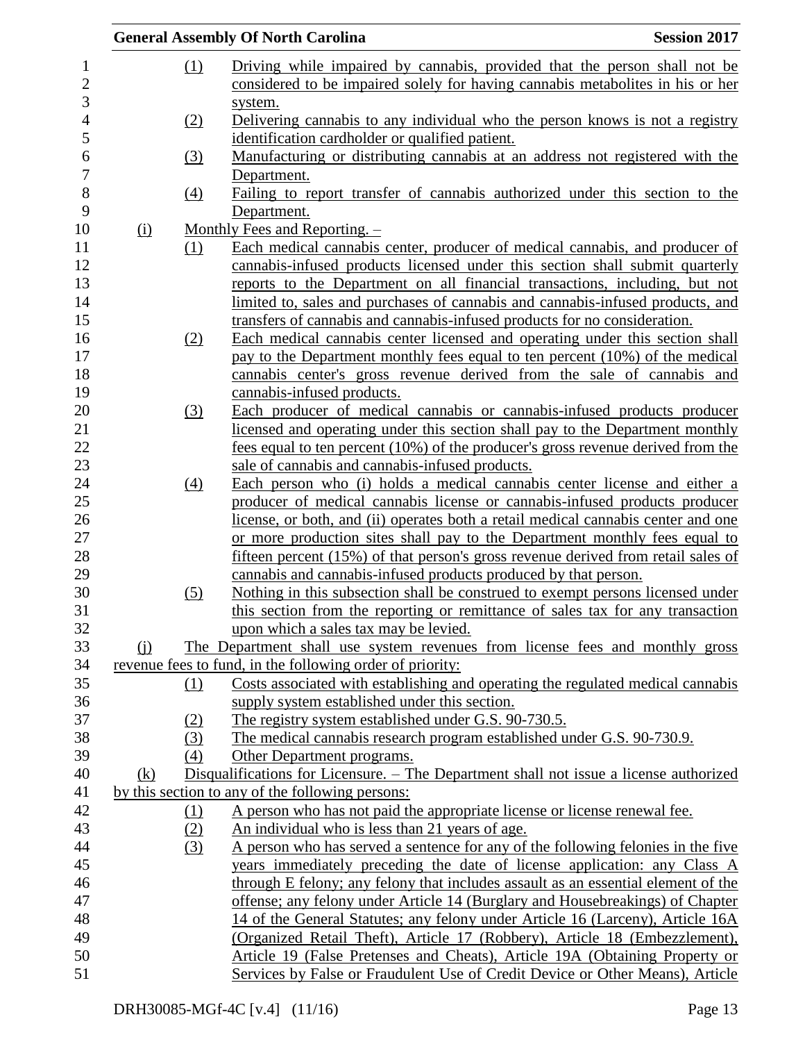(1) Driving while impaired by cannabis, provided that the person shall not be considered to be impaired solely for having cannabis metabolites in his or her system.

(2) Delivering cannabis to any individual who the person knows is not a registry identification cardholder or qualified patient.

(3) Manufacturing or distributing cannabis at an address not registered with the Department.

(4) Failing to report transfer of cannabis authorized under this section to the Department.

(i) Monthly Fees and Reporting. –

(1) Each medical cannabis center, producer of medical cannabis, and producer of cannabis-infused products licensed under this section shall submit quarterly reports to the Department on all financial transactions, including, but not limited to, sales and purchases of cannabis and cannabis-infused products, and transfers of cannabis and cannabis-infused products for no consideration.

(2) Each medical cannabis center licensed and operating under this section shall pay to the Department monthly fees equal to ten percent (10%) of the medical cannabis center's gross revenue derived from the sale of cannabis and cannabis-infused products.

(3) Each producer of medical cannabis or cannabis-infused products producer licensed and operating under this section shall pay to the Department monthly fees equal to ten percent (10%) of the producer's gross revenue derived from the sale of cannabis and cannabis-infused products.

(4) Each person who (i) holds a medical cannabis center license and either a producer of medical cannabis license or cannabis-infused products producer license, or both, and (ii) operates both a retail medical cannabis center and one or more production sites shall pay to the Department monthly fees equal to fifteen percent (15%) of that person's gross revenue derived from retail sales of cannabis and cannabis-infused products produced by that person.

(5) Nothing in this subsection shall be construed to exempt persons licensed under this section from the reporting or remittance of sales tax for any transaction upon which a sales tax may be levied.

(j) The Department shall use system revenues from license fees and monthly gross revenue fees to fund, in the following order of priority:

(1) Costs associated with establishing and operating the regulated medical cannabis supply system established under this section.

(2) The registry system established under G.S. 90-730.5.

(3) The medical cannabis research program established under G.S. 90-730.9.

(4) Other Department programs.

(k) Disqualifications for Licensure. – The Department shall not issue a license authorized by this section to any of the following persons:

(1) A person who has not paid the appropriate license or license renewal fee.

(2) An individual who is less than 21 years of age.

(3) A person who has served a sentence for any of the following felonies in the five years immediately preceding the date of license application: any Class A through E felony; any felony that includes assault as an essential element of the offense; any felony under Article 14 (Burglary and Housebreakings) of Chapter 14 of the General Statutes; any felony under Article 16 (Larceny), Article 16A (Organized Retail Theft), Article 17 (Robbery), Article 18 (Embezzlement), Article 19 (False Pretenses and Cheats), Article 19A (Obtaining Property or Services by False or Fraudulent Use of Credit Device or Other Means), Article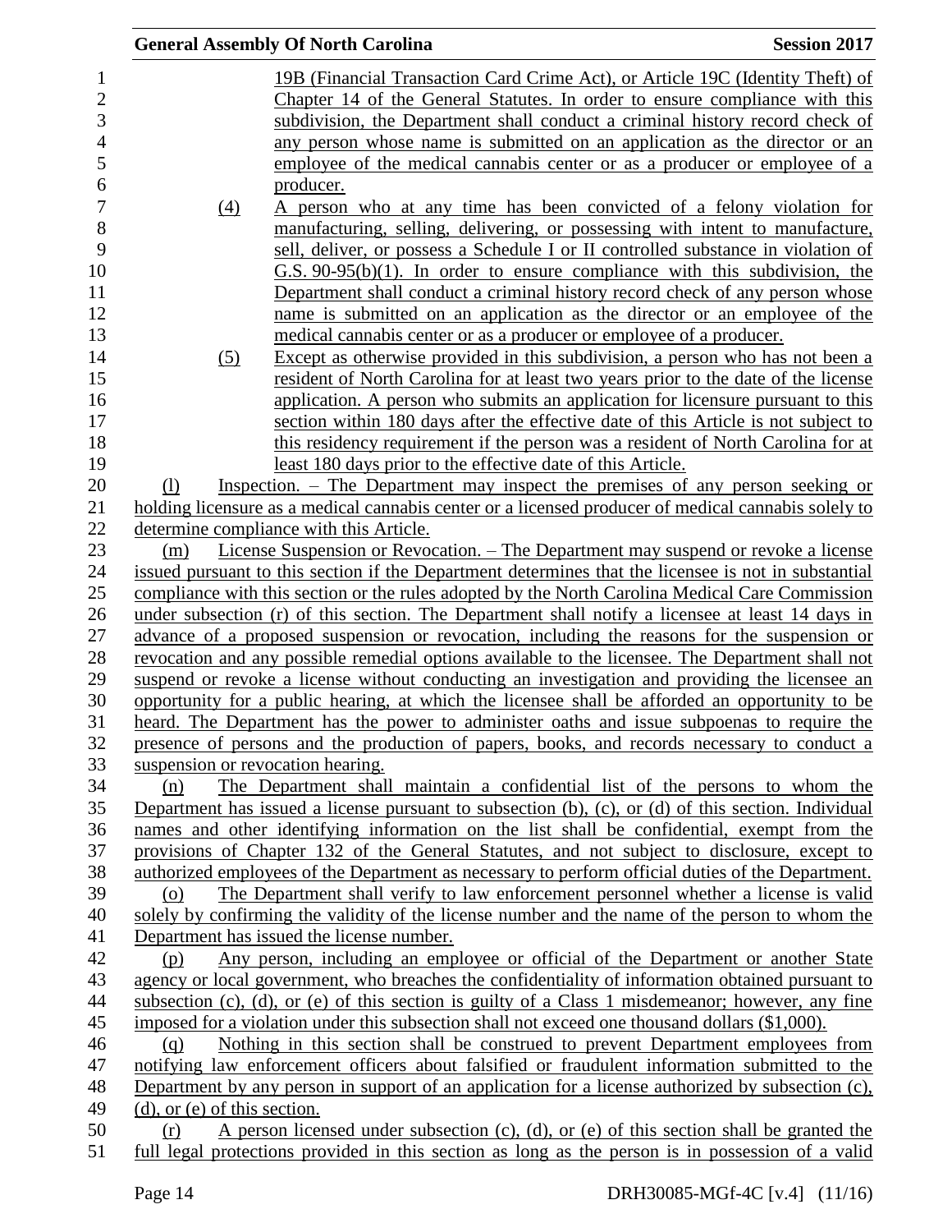19B (Financial Transaction Card Crime Act), or Article 19C (Identity Theft) of Chapter 14 of the General Statutes. In order to ensure compliance with this subdivision, the Department shall conduct a criminal history record check of any person whose name is submitted on an application as the director or an employee of the medical cannabis center or as a producer or employee of a producer.

(4) A person who at any time has been convicted of a felony violation for manufacturing, selling, delivering, or possessing with intent to manufacture, sell, deliver, or possess a Schedule I or II controlled substance in violation of G.S. 90-95(b)(1). In order to ensure compliance with this subdivision, the Department shall conduct a criminal history record check of any person whose name is submitted on an application as the director or an employee of the medical cannabis center or as a producer or employee of a producer.

(5) Except as otherwise provided in this subdivision, a person who has not been a resident of North Carolina for at least two years prior to the date of the license application. A person who submits an application for licensure pursuant to this section within 180 days after the effective date of this Article is not subject to this residency requirement if the person was a resident of North Carolina for at least 180 days prior to the effective date of this Article.

(l) Inspection. – The Department may inspect the premises of any person seeking or holding licensure as a medical cannabis center or a licensed producer of medical cannabis solely to determine compliance with this Article.

(m) License Suspension or Revocation. – The Department may suspend or revoke a license issued pursuant to this section if the Department determines that the licensee is not in substantial compliance with this section or the rules adopted by the North Carolina Medical Care Commission under subsection (r) of this section. The Department shall notify a licensee at least 14 days in advance of a proposed suspension or revocation, including the reasons for the suspension or revocation and any possible remedial options available to the licensee. The Department shall not suspend or revoke a license without conducting an investigation and providing the licensee an opportunity for a public hearing, at which the licensee shall be afforded an opportunity to be heard. The Department has the power to administer oaths and issue subpoenas to require the presence of persons and the production of papers, books, and records necessary to conduct a suspension or revocation hearing.

(n) The Department shall maintain a confidential list of the persons to whom the Department has issued a license pursuant to subsection (b), (c), or (d) of this section. Individual names and other identifying information on the list shall be confidential, exempt from the provisions of Chapter 132 of the General Statutes, and not subject to disclosure, except to authorized employees of the Department as necessary to perform official duties of the Department.

(o) The Department shall verify to law enforcement personnel whether a license is valid solely by confirming the validity of the license number and the name of the person to whom the Department has issued the license number.

(p) Any person, including an employee or official of the Department or another State agency or local government, who breaches the confidentiality of information obtained pursuant to subsection (c), (d), or (e) of this section is guilty of a Class 1 misdemeanor; however, any fine imposed for a violation under this subsection shall not exceed one thousand dollars ($1,000).

(q) Nothing in this section shall be construed to prevent Department employees from notifying law enforcement officers about falsified or fraudulent information submitted to the Department by any person in support of an application for a license authorized by subsection (c), (d), or (e) of this section.

(r) A person licensed under subsection (c), (d), or (e) of this section shall be granted the full legal protections provided in this section as long as the person is in possession of a valid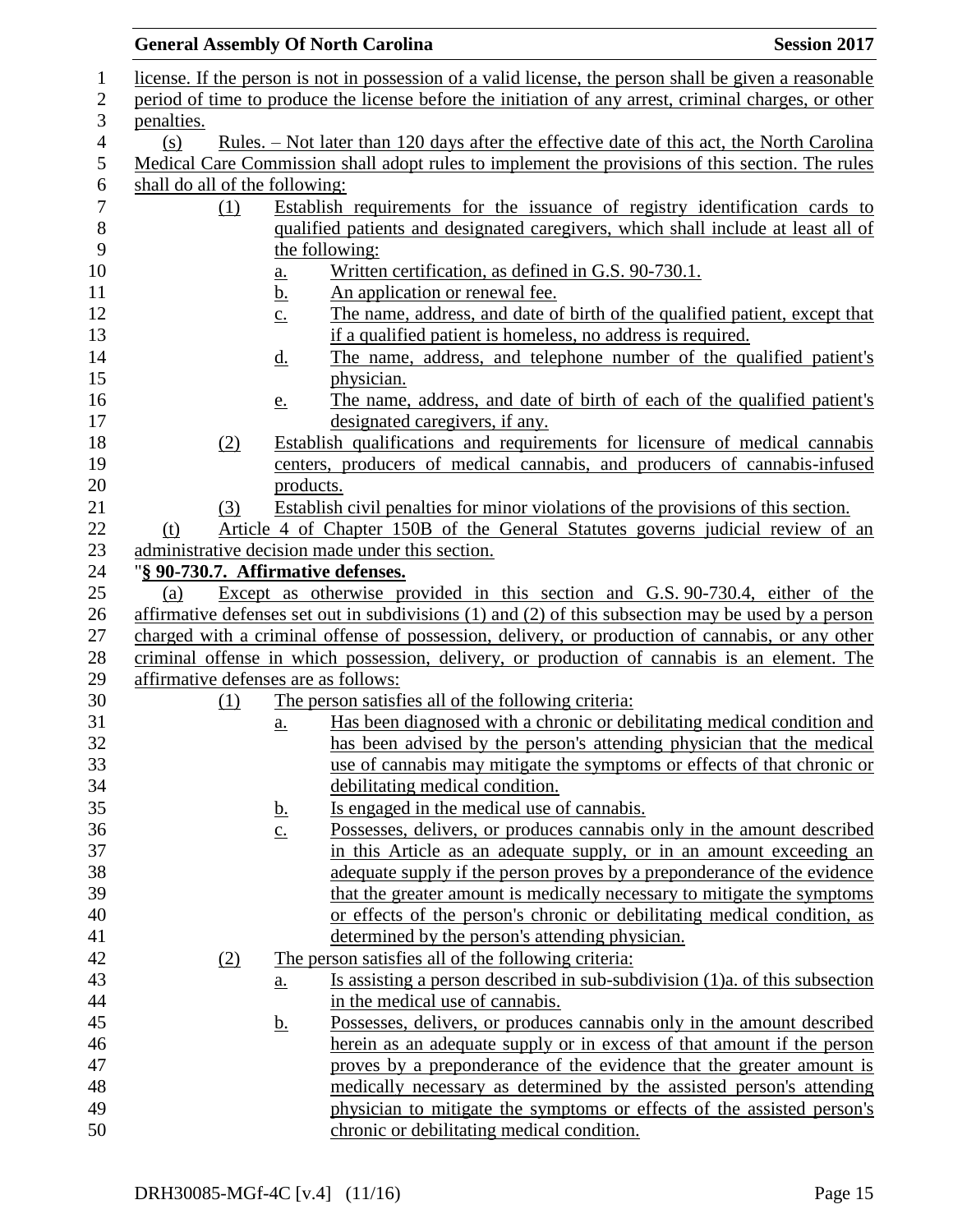license. If the person is not in possession of a valid license, the person shall be given a reasonable period of time to produce the license before the initiation of any arrest, criminal charges, or other penalties.

(s) Rules. – Not later than 120 days after the effective date of this act, the North Carolina Medical Care Commission shall adopt rules to implement the provisions of this section. The rules shall do all of the following:

(1) Establish requirements for the issuance of registry identification cards to qualified patients and designated caregivers, which shall include at least all of the following:

a. Written certification, as defined in G.S. 90-730.1.

b. An application or renewal fee.

c. The name, address, and date of birth of the qualified patient, except that if a qualified patient is homeless, no address is required.

d. The name, address, and telephone number of the qualified patient's physician.

e. The name, address, and date of birth of each of the qualified patient's designated caregivers, if any.

(2) Establish qualifications and requirements for licensure of medical cannabis centers, producers of medical cannabis, and producers of cannabis-infused products.

(3) Establish civil penalties for minor violations of the provisions of this section.

(t) Article 4 of Chapter 150B of the General Statutes governs judicial review of an administrative decision made under this section.

"**§ 90-730.7. Affirmative defenses.**

(a) Except as otherwise provided in this section and G.S. 90-730.4, either of the affirmative defenses set out in subdivisions (1) and (2) of this subsection may be used by a person charged with a criminal offense of possession, delivery, or production of cannabis, or any other criminal offense in which possession, delivery, or production of cannabis is an element. The affirmative defenses are as follows:

(1) The person satisfies all of the following criteria:

a. Has been diagnosed with a chronic or debilitating medical condition and has been advised by the person's attending physician that the medical use of cannabis may mitigate the symptoms or effects of that chronic or debilitating medical condition.

b. Is engaged in the medical use of cannabis.

c. Possesses, delivers, or produces cannabis only in the amount described in this Article as an adequate supply, or in an amount exceeding an adequate supply if the person proves by a preponderance of the evidence that the greater amount is medically necessary to mitigate the symptoms or effects of the person's chronic or debilitating medical condition, as determined by the person's attending physician.

(2) The person satisfies all of the following criteria:

a. Is assisting a person described in sub-subdivision (1)a. of this subsection in the medical use of cannabis.

b. Possesses, delivers, or produces cannabis only in the amount described herein as an adequate supply or in excess of that amount if the person proves by a preponderance of the evidence that the greater amount is medically necessary as determined by the assisted person's attending physician to mitigate the symptoms or effects of the assisted person's chronic or debilitating medical condition.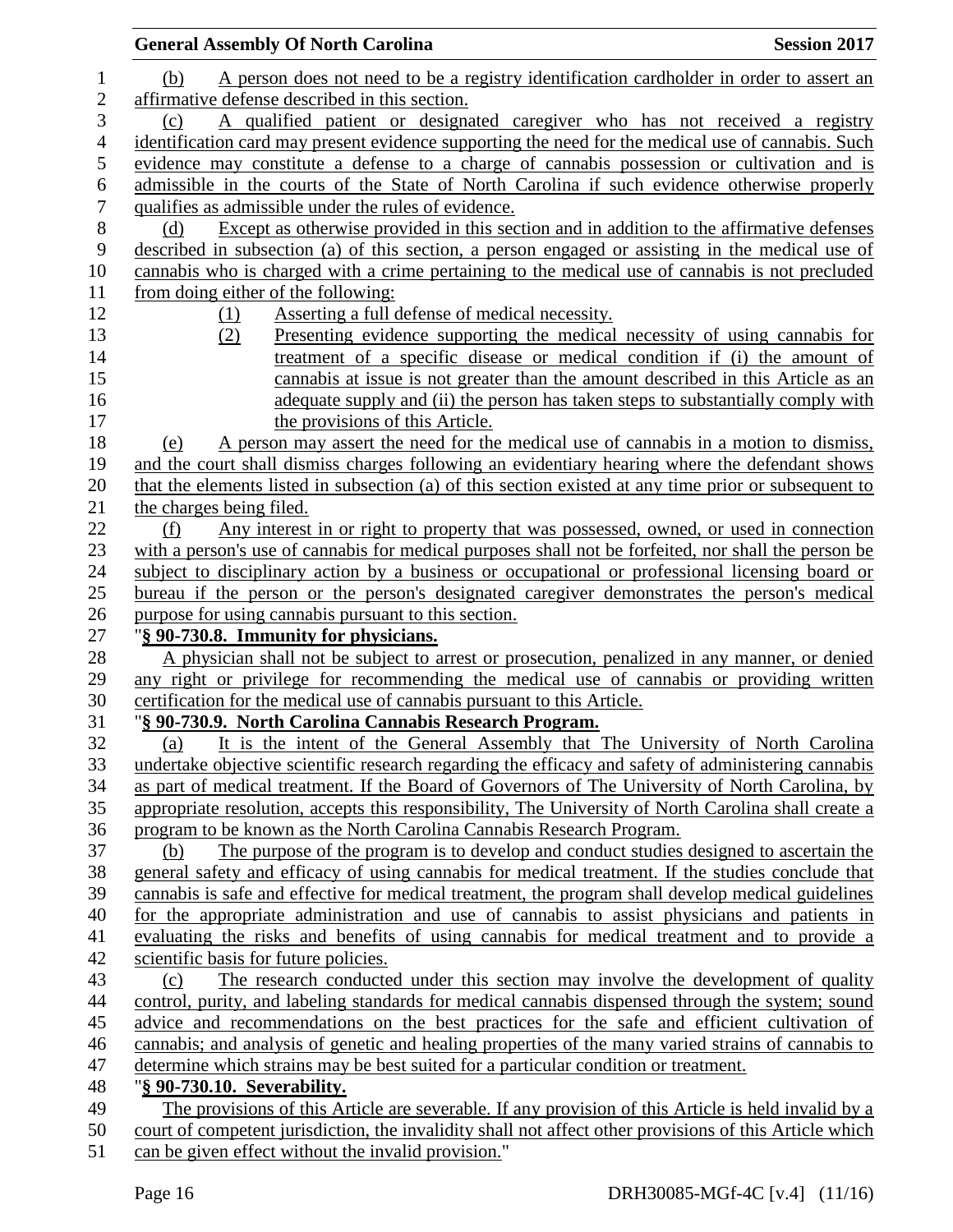(b) A person does not need to be a registry identification cardholder in order to assert an affirmative defense described in this section.

(c) A qualified patient or designated caregiver who has not received a registry identification card may present evidence supporting the need for the medical use of cannabis. Such evidence may constitute a defense to a charge of cannabis possession or cultivation and is admissible in the courts of the State of North Carolina if such evidence otherwise properly qualifies as admissible under the rules of evidence.

(d) Except as otherwise provided in this section and in addition to the affirmative defenses described in subsection (a) of this section, a person engaged or assisting in the medical use of cannabis who is charged with a crime pertaining to the medical use of cannabis is not precluded from doing either of the following:

(1) Asserting a full defense of medical necessity.

(2) Presenting evidence supporting the medical necessity of using cannabis for treatment of a specific disease or medical condition if (i) the amount of cannabis at issue is not greater than the amount described in this Article as an adequate supply and (ii) the person has taken steps to substantially comply with the provisions of this Article.

(e) A person may assert the need for the medical use of cannabis in a motion to dismiss, and the court shall dismiss charges following an evidentiary hearing where the defendant shows that the elements listed in subsection (a) of this section existed at any time prior or subsequent to the charges being filed.

(f) Any interest in or right to property that was possessed, owned, or used in connection with a person's use of cannabis for medical purposes shall not be forfeited, nor shall the person be subject to disciplinary action by a business or occupational or professional licensing board or bureau if the person or the person's designated caregiver demonstrates the person's medical purpose for using cannabis pursuant to this section.

"**§ 90-730.8. Immunity for physicians.**

A physician shall not be subject to arrest or prosecution, penalized in any manner, or denied any right or privilege for recommending the medical use of cannabis or providing written certification for the medical use of cannabis pursuant to this Article.

"**§ 90-730.9. North Carolina Cannabis Research Program.**

(a) It is the intent of the General Assembly that The University of North Carolina undertake objective scientific research regarding the efficacy and safety of administering cannabis as part of medical treatment. If the Board of Governors of The University of North Carolina, by appropriate resolution, accepts this responsibility, The University of North Carolina shall create a program to be known as the North Carolina Cannabis Research Program.

(b) The purpose of the program is to develop and conduct studies designed to ascertain the general safety and efficacy of using cannabis for medical treatment. If the studies conclude that cannabis is safe and effective for medical treatment, the program shall develop medical guidelines for the appropriate administration and use of cannabis to assist physicians and patients in evaluating the risks and benefits of using cannabis for medical treatment and to provide a scientific basis for future policies.

(c) The research conducted under this section may involve the development of quality control, purity, and labeling standards for medical cannabis dispensed through the system; sound advice and recommendations on the best practices for the safe and efficient cultivation of cannabis; and analysis of genetic and healing properties of the many varied strains of cannabis to determine which strains may be best suited for a particular condition or treatment.

"**§ 90-730.10. Severability.**

The provisions of this Article are severable. If any provision of this Article is held invalid by a court of competent jurisdiction, the invalidity shall not affect other provisions of this Article which can be given effect without the invalid provision."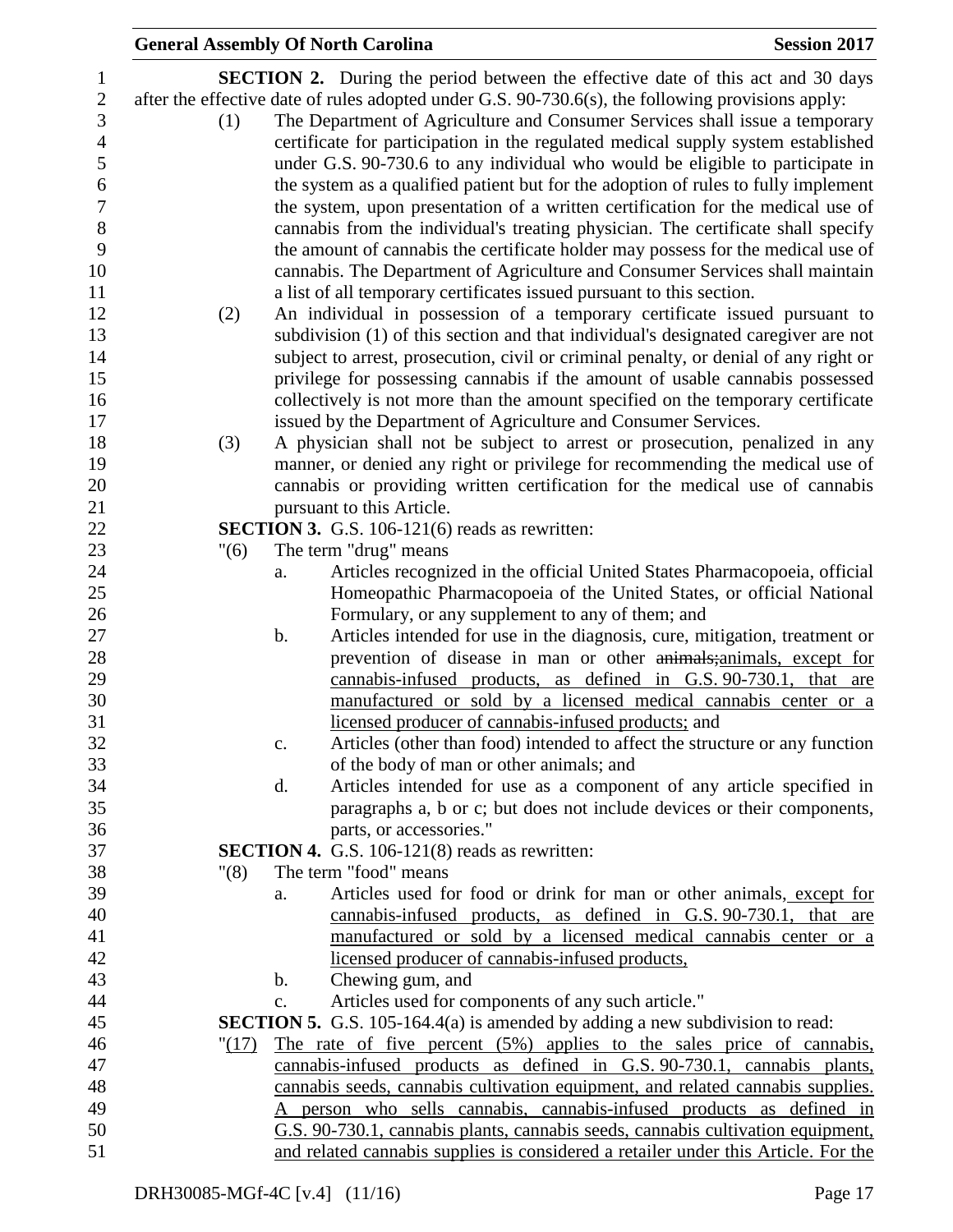**SECTION 2.** During the period between the effective date of this act and 30 days after the effective date of rules adopted under G.S. 90-730.6(s), the following provisions apply:

(1) The Department of Agriculture and Consumer Services shall issue a temporary certificate for participation in the regulated medical supply system established under G.S. 90-730.6 to any individual who would be eligible to participate in the system as a qualified patient but for the adoption of rules to fully implement the system, upon presentation of a written certification for the medical use of cannabis from the individual's treating physician. The certificate shall specify the amount of cannabis the certificate holder may possess for the medical use of cannabis. The Department of Agriculture and Consumer Services shall maintain a list of all temporary certificates issued pursuant to this section.

(2) An individual in possession of a temporary certificate issued pursuant to subdivision (1) of this section and that individual's designated caregiver are not subject to arrest, prosecution, civil or criminal penalty, or denial of any right or privilege for possessing cannabis if the amount of usable cannabis possessed collectively is not more than the amount specified on the temporary certificate issued by the Department of Agriculture and Consumer Services.

(3) A physician shall not be subject to arrest or prosecution, penalized in any manner, or denied any right or privilege for recommending the medical use of cannabis or providing written certification for the medical use of cannabis pursuant to this Article.

**SECTION 3.** G.S. 106-121(6) reads as rewritten:

"(6) The term "drug" means

a. Articles recognized in the official United States Pharmacopoeia, official Homeopathic Pharmacopoeia of the United States, or official National Formulary, or any supplement to any of them; and

b. Articles intended for use in the diagnosis, cure, mitigation, treatment or prevention of disease in man or other ~~animals;~~<u>animals, except for cannabis-infused products, as defined in G.S. 90-730.1, that are manufactured or sold by a licensed medical cannabis center or a licensed producer of cannabis-infused products;</u> and

c. Articles (other than food) intended to affect the structure or any function of the body of man or other animals; and

d. Articles intended for use as a component of any article specified in paragraphs a, b or c; but does not include devices or their components, parts, or accessories."

**SECTION 4.** G.S. 106-121(8) reads as rewritten:

"(8) The term "food" means

a. Articles used for food or drink for man or other animals<u>, except for cannabis-infused products, as defined in G.S. 90-730.1, that are manufactured or sold by a licensed medical cannabis center or a licensed producer of cannabis-infused products,</u>

b. Chewing gum, and

c. Articles used for components of any such article."

**SECTION 5.** G.S. 105-164.4(a) is amended by adding a new subdivision to read:

"<u>(17) The rate of five percent (5%) applies to the sales price of cannabis, cannabis-infused products as defined in G.S. 90-730.1, cannabis plants, cannabis seeds, cannabis cultivation equipment, and related cannabis supplies. A person who sells cannabis, cannabis-infused products as defined in G.S. 90-730.1, cannabis plants, cannabis seeds, cannabis cultivation equipment, and related cannabis supplies is considered a retailer under this Article. For the</u>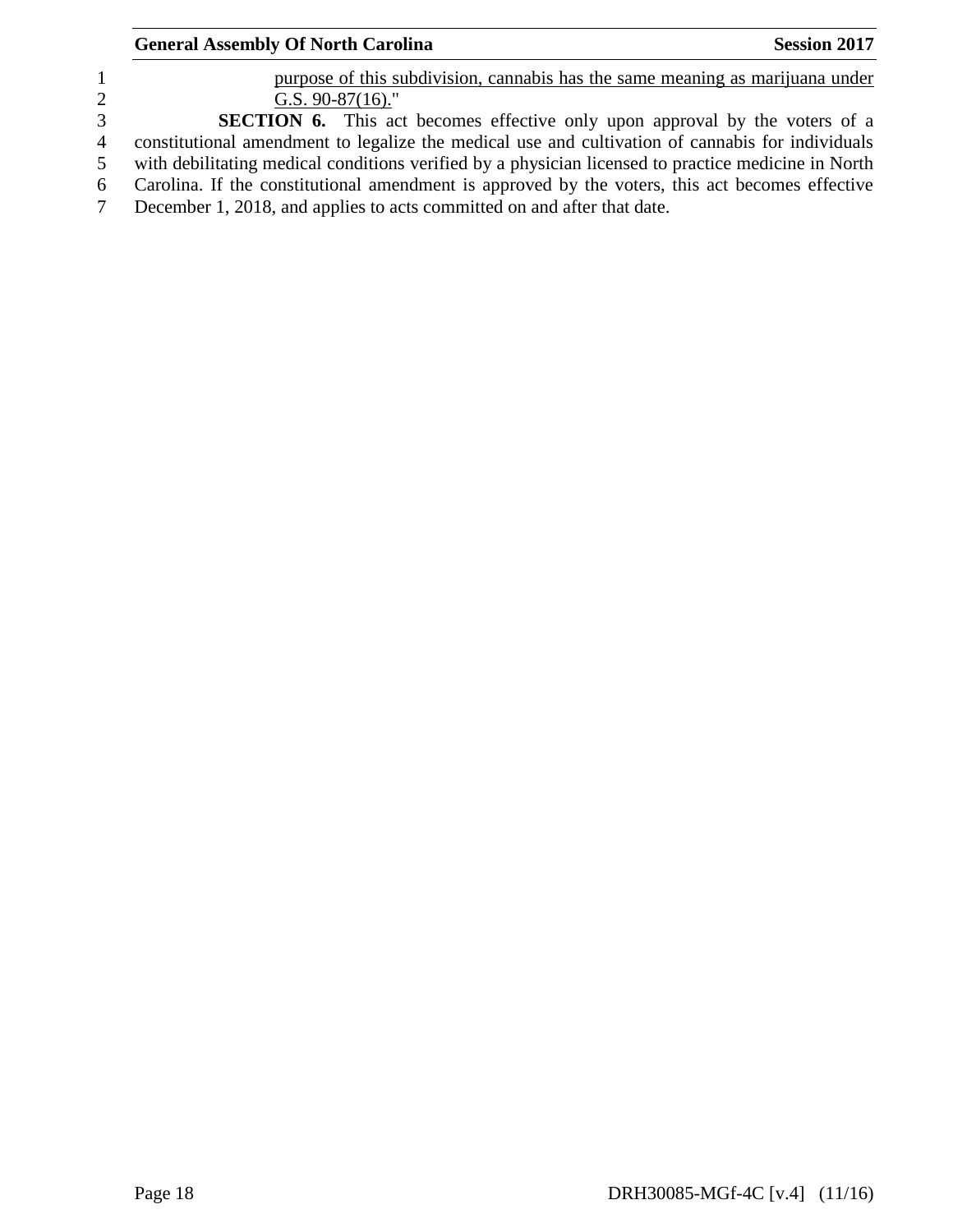purpose of this subdivision, cannabis has the same meaning as marijuana under G.S. 90-87(16)."

**SECTION 6.** This act becomes effective only upon approval by the voters of a constitutional amendment to legalize the medical use and cultivation of cannabis for individuals with debilitating medical conditions verified by a physician licensed to practice medicine in North Carolina. If the constitutional amendment is approved by the voters, this act becomes effective December 1, 2018, and applies to acts committed on and after that date.